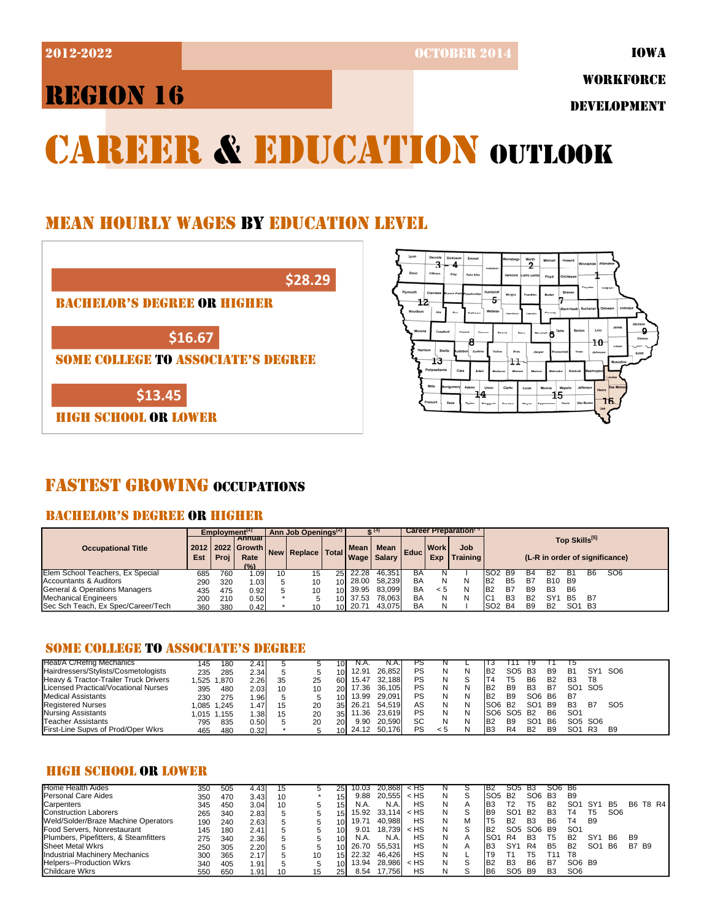2012-2022 | OCTOBER 2014

IOWA WORKFORCE DEVELOPMENT

# REGION 16

# CAREER & EDUCATION OUTLOOK

## MEAN HOURLY WAGES BY EDUCATION LEVEL

| Education Level | Mean Hourly Wage |
|---|---|
| BACHELOR'S DEGREE OR HIGHER | $28.29 |
| SOME COLLEGE TO ASSOCIATE'S DEGREE | $16.67 |
| HIGH SCHOOL OR LOWER | $13.45 |

## FASTEST GROWING OCCUPATIONS

### BACHELOR'S DEGREE OR HIGHER

| Occupational Title | Employment[1] 2012 Est | 2022 Proj | Annual Growth Rate (%) | Ann Job Openings[2] New | Replace | Total | $[3] Mean Wage | Mean Salary | Career Preparation[4] Educ | Work Exp | Job Training | Top Skills[5] (L-R in order of significance) |
|---|---|---|---|---|---|---|---|---|---|---|---|---|
| Elem School Teachers, Ex Special | 685 | 760 | 1.09 | 10 | 15 | 25 | 22.28 | 46,351 | BA | N | I | SO2 B9 B4 B2 B1 B6 SO6 |
| Accountants & Auditors | 290 | 320 | 1.03 | 5 | 10 | 10 | 28.00 | 58,239 | BA | N | N | B2 B5 B7 B10 B9 |
| General & Operations Managers | 435 | 475 | 0.92 | 5 | 10 | 10 | 39.95 | 83,099 | BA | < 5 | N | B2 B7 B9 B3 B6 |
| Mechanical Engineers | 200 | 210 | 0.50 | * | 5 | 10 | 37.53 | 78,063 | BA | N | N | C1 B3 B2 SY1 B5 B7 |
| Sec Sch Teach, Ex Spec/Career/Tech | 360 | 380 | 0.42 | * | 10 | 10 | 20.71 | 43,075 | BA | N | I | SO2 B4 B9 B2 SO1 B3 |

### SOME COLLEGE TO ASSOCIATE'S DEGREE

| Occupational Title | 2012 Est | 2022 Proj | Annual Growth Rate (%) | New | Replace | Total | Mean Wage | Mean Salary | Educ | Work Exp | Job Training | Top Skills |
|---|---|---|---|---|---|---|---|---|---|---|---|---|
| Heat/A C/Refrig Mechanics | 145 | 180 | 2.41 | 5 | 5 | 10 | N.A. | N.A. | PS | N | L | T3 T11 T9 T1 T5 |
| Hairdressers/Stylists/Cosmetologists | 235 | 285 | 2.34 | 5 | 5 | 10 | 12.91 | 26,852 | PS | N | N | B2 SO5 B3 B9 B1 SY1 SO6 |
| Heavy & Tractor-Trailer Truck Drivers | 1,525 | 1,870 | 2.26 | 35 | 25 | 60 | 15.47 | 32,188 | PS | N | S | T4 T5 B6 B2 B3 T8 |
| Licensed Practical/Vocational Nurses | 395 | 480 | 2.03 | 10 | 10 | 20 | 17.36 | 36,105 | PS | N | N | B2 B9 B3 B7 SO1 SO5 |
| Medical Assistants | 230 | 275 | 1.96 | 5 | 5 | 10 | 13.99 | 29,091 | PS | N | N | B2 B9 SO6 B6 B7 |
| Registered Nurses | 1,085 | 1,245 | 1.47 | 15 | 20 | 35 | 26.21 | 54,519 | AS | N | N | SO6 B2 SO1 B9 B3 B7 SO5 |
| Nursing Assistants | 1,015 | 1,155 | 1.38 | 15 | 20 | 35 | 11.36 | 23,619 | PS | N | N | SO6 SO5 B2 B6 SO1 |
| Teacher Assistants | 795 | 835 | 0.50 | 5 | 20 | 20 | 9.90 | 20,590 | SC | N | N | B2 B9 SO1 B6 SO5 SO6 |
| First-Line Supvs of Prod/Oper Wkrs | 465 | 480 | 0.32 | * | 5 | 10 | 24.12 | 50,176 | PS | < 5 | N | B3 R4 B2 B9 SO1 R3 B9 |

### HIGH SCHOOL OR LOWER

| Occupational Title | 2012 Est | 2022 Proj | Annual Growth Rate (%) | New | Replace | Total | Mean Wage | Mean Salary | Educ | Work Exp | Job Training | Top Skills |
|---|---|---|---|---|---|---|---|---|---|---|---|---|
| Home Health Aides | 350 | 505 | 4.43 | 15 | 5 | 25 | 10.03 | 20,868 | < HS | N | S | B2 SO5 B3 SO6 B6 |
| Personal Care Aides | 350 | 470 | 3.43 | 10 | * | 15 | 9.88 | 20,555 | < HS | N | S | SO5 B2 SO6 B3 B9 |
| Carpenters | 345 | 450 | 3.04 | 10 | 5 | 15 | N.A. | N.A. | HS | N | A | B3 T2 T5 B2 SO1 SY1 B5 B6 T8 R4 |
| Construction Laborers | 265 | 340 | 2.83 | 5 | 5 | 15 | 15.92 | 33,114 | < HS | N | S | B9 SO1 B2 B3 T4 T5 SO6 |
| Weld/Solder/Braze Machine Operators | 190 | 240 | 2.63 | 5 | 5 | 10 | 19.71 | 40,988 | HS | N | M | T5 B2 B3 B6 T4 B9 |
| Food Servers, Nonrestaurant | 145 | 180 | 2.41 | 5 | 5 | 10 | 9.01 | 18,739 | < HS | N | S | B2 SO5 SO6 B9 SO1 |
| Plumbers, Pipefitters, & Steamfitters | 275 | 340 | 2.36 | 5 | 5 | 10 | N.A. | N.A. | HS | N | A | SO1 R4 B3 T5 B2 SY1 B6 B9 |
| Sheet Metal Wkrs | 250 | 305 | 2.20 | 5 | 5 | 10 | 26.70 | 55,531 | HS | N | A | B3 SY1 R4 B5 B2 SO1 B6 B7 B9 |
| Industrial Machinery Mechanics | 300 | 365 | 2.17 | 5 | 10 | 15 | 22.32 | 46,426 | HS | N | L | T9 T1 T5 T11 T8 |
| Helpers--Production Wkrs | 340 | 405 | 1.91 | 5 | 5 | 10 | 13.94 | 28,986 | < HS | N | S | B2 B3 B6 B7 SO6 B9 |
| Childcare Wkrs | 550 | 650 | 1.91 | 10 | 15 | 25 | 8.54 | 17,756 | HS | N | S | B6 SO5 B9 B3 SO6 |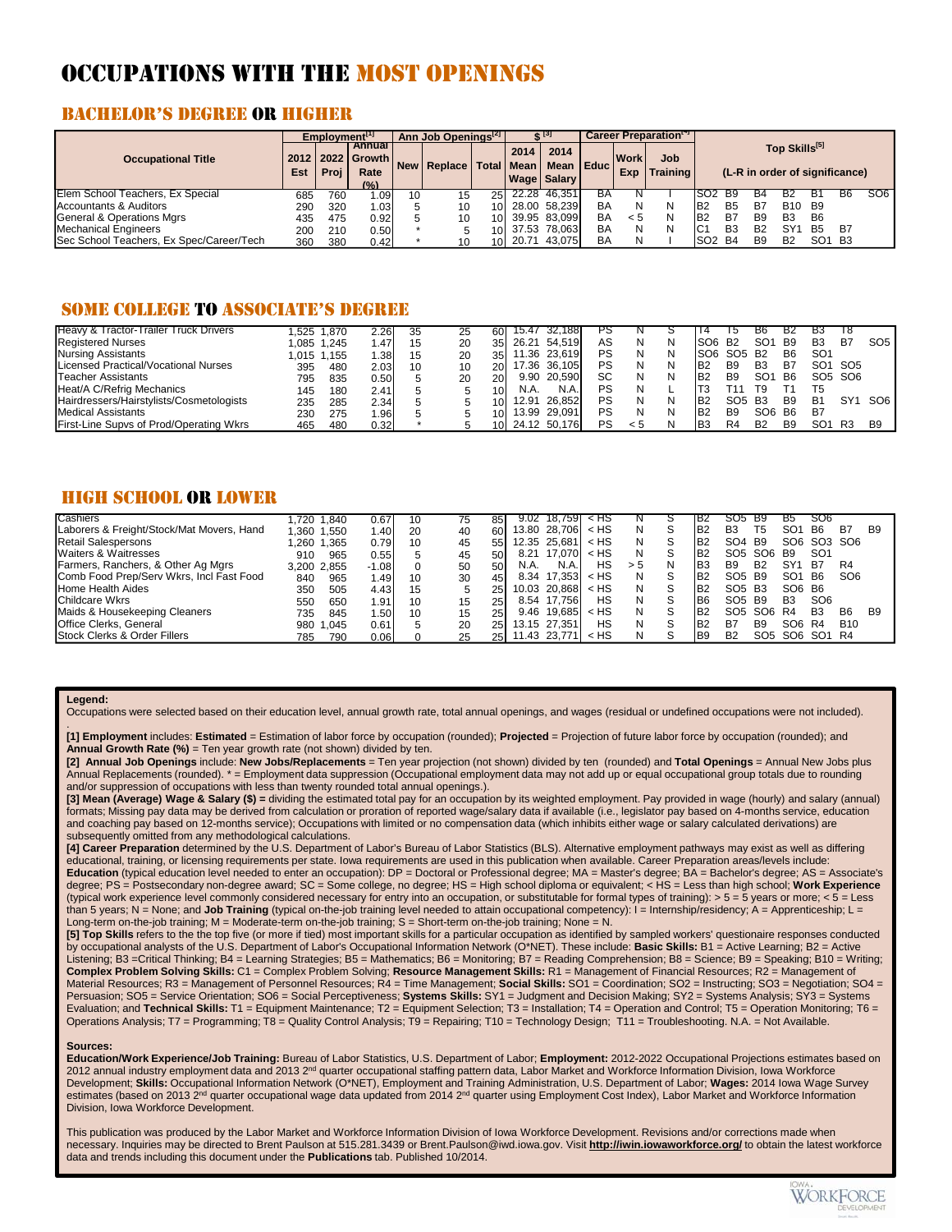# OCCUPATIONS WITH THE MOST OPENINGS

## BACHELOR'S DEGREE OR HIGHER

| Occupational Title | Employment[1] | | | Ann Job Openings[2] | | | $ [3] | | Career Preparation[4] | | | Top Skills[5] (L-R in order of significance) | | | | | | |
|---|---|---|---|---|---|---|---|---|---|---|---|---|---|---|---|---|---|---|
| | 2012 Est | 2022 Proj | Annual Growth Rate (%) | New | Replace | Total | 2014 Mean Wage | 2014 Mean Salary | Educ | Work Exp | Job Training | | | | | | | |
| Elem School Teachers, Ex Special | 685 | 760 | 1.09 | 10 | 15 | 25 | 22.28 | 46,351 | BA | N | I | SO2 | B9 | B4 | B2 | B1 | B6 | SO6 |
| Accountants & Auditors | 290 | 320 | 1.03 | 5 | 10 | 10 | 28.00 | 58,239 | BA | N | N | B2 | B5 | B7 | B10 | B9 | | |
| General & Operations Mgrs | 435 | 475 | 0.92 | 5 | 10 | 10 | 39.95 | 83,099 | BA | < 5 | N | B2 | B7 | B9 | B3 | B6 | | |
| Mechanical Engineers | 200 | 210 | 0.50 | * | 5 | 10 | 37.53 | 78,063 | BA | N | N | C1 | B3 | B2 | SY1 | B5 | B7 | |
| Sec School Teachers, Ex Spec/Career/Tech | 360 | 380 | 0.42 | * | 10 | 10 | 20.71 | 43,075 | BA | N | I | SO2 | B4 | B9 | B2 | SO1 | B3 | |

## SOME COLLEGE TO ASSOCIATE'S DEGREE

| Occupational Title | 2012 Est | 2022 Proj | Annual Growth Rate (%) | New | Replace | Total | 2014 Mean Wage | 2014 Mean Salary | Educ | Work Exp | Job Training | Top Skills | | | | | | |
|---|---|---|---|---|---|---|---|---|---|---|---|---|---|---|---|---|---|---|
| Heavy & Tractor-Trailer Truck Drivers | 1,525 | 1,870 | 2.26 | 35 | 25 | 60 | 15.47 | 32,188 | PS | N | S | T4 | T5 | B6 | B2 | B3 | T8 | |
| Registered Nurses | 1,085 | 1,245 | 1.47 | 15 | 20 | 35 | 26.21 | 54,519 | AS | N | N | SO6 | B2 | SO1 | B9 | B3 | B7 | SO5 |
| Nursing Assistants | 1,015 | 1,155 | 1.38 | 15 | 20 | 35 | 11.36 | 23,619 | PS | N | N | SO6 | SO5 | B2 | B6 | SO1 | | |
| Licensed Practical/Vocational Nurses | 395 | 480 | 2.03 | 10 | 10 | 20 | 17.36 | 36,105 | PS | N | N | B2 | B9 | B3 | B7 | SO1 | SO5 | |
| Teacher Assistants | 795 | 835 | 0.50 | 5 | 20 | 20 | 9.90 | 20,590 | SC | N | N | B2 | B9 | SO1 | B6 | SO5 | SO6 | |
| Heat/A C/Refrig Mechanics | 145 | 180 | 2.41 | 5 | 5 | 10 | N.A. | N.A. | PS | N | L | T3 | T11 | T9 | T1 | T5 | | |
| Hairdressers/Hairstylists/Cosmetologists | 235 | 285 | 2.34 | 5 | 5 | 10 | 12.91 | 26,852 | PS | N | N | B2 | SO5 | B3 | B9 | B1 | SY1 | SO6 |
| Medical Assistants | 230 | 275 | 1.96 | 5 | 5 | 10 | 13.99 | 29,091 | PS | N | N | B2 | B9 | SO6 | B6 | B7 | | |
| First-Line Supvs of Prod/Operating Wkrs | 465 | 480 | 0.32 | * | 5 | 10 | 24.12 | 50,176 | PS | < 5 | N | B3 | R4 | B2 | B9 | SO1 | R3 | B9 |

## HIGH SCHOOL OR LOWER

| Occupational Title | 2012 Est | 2022 Proj | Annual Growth Rate (%) | New | Replace | Total | 2014 Mean Wage | 2014 Mean Salary | Educ | Work Exp | Job Training | Top Skills | | | | | | |
|---|---|---|---|---|---|---|---|---|---|---|---|---|---|---|---|---|---|---|
| Cashiers | 1,720 | 1,840 | 0.67 | 10 | 75 | 85 | 9.02 | 18,759 | < HS | N | S | B2 | SO5 | B9 | B5 | SO6 | | |
| Laborers & Freight/Stock/Mat Movers, Hand | 1,360 | 1,550 | 1.40 | 20 | 40 | 60 | 13.80 | 28,706 | < HS | N | S | B2 | B3 | T5 | SO1 | B6 | B7 | B9 |
| Retail Salespersons | 1,260 | 1,365 | 0.79 | 10 | 45 | 55 | 12.35 | 25,681 | < HS | N | S | B2 | SO4 | B9 | SO6 | SO3 | SO6 | |
| Waiters & Waitresses | 910 | 965 | 0.55 | 5 | 45 | 50 | 8.21 | 17,070 | < HS | N | S | B2 | SO5 | SO6 | B9 | SO1 | | |
| Farmers, Ranchers, & Other Ag Mgrs | 3,200 | 2,855 | -1.08 | 0 | 50 | 50 | N.A. | N.A. | HS | > 5 | N | B3 | B9 | B2 | SY1 | B7 | R4 | |
| Comb Food Prep/Serv Wkrs, Incl Fast Food | 840 | 965 | 1.49 | 10 | 30 | 45 | 8.34 | 17,353 | < HS | N | S | B2 | SO5 | B9 | SO1 | B6 | SO6 | |
| Home Health Aides | 350 | 505 | 4.43 | 15 | 5 | 25 | 10.03 | 20,868 | < HS | N | S | B2 | SO5 | B3 | SO6 | B6 | | |
| Childcare Wkrs | 550 | 650 | 1.91 | 10 | 15 | 25 | 8.54 | 17,756 | HS | N | S | B6 | SO5 | B9 | B3 | SO6 | | |
| Maids & Housekeeping Cleaners | 735 | 845 | 1.50 | 10 | 15 | 25 | 9.46 | 19,685 | < HS | N | S | B2 | SO5 | SO6 | R4 | B3 | B6 | B9 |
| Office Clerks, General | 980 | 1,045 | 0.61 | 5 | 20 | 25 | 13.15 | 27,351 | HS | N | S | B2 | B7 | B9 | SO6 | R4 | B10 | |
| Stock Clerks & Order Fillers | 785 | 790 | 0.06 | 0 | 25 | 25 | 11.43 | 23,771 | < HS | N | S | B9 | B2 | SO5 | SO6 | SO1 | R4 | |

**Legend:**
Occupations were selected based on their education level, annual growth rate, total annual openings, and wages (residual or undefined occupations were not included).

**[1] Employment** includes: **Estimated** = Estimation of labor force by occupation (rounded); **Projected** = Projection of future labor force by occupation (rounded); and **Annual Growth Rate (%)** = Ten year growth rate (not shown) divided by ten.

**[2] Annual Job Openings** include: **New Jobs/Replacements** = Ten year projection (not shown) divided by ten (rounded) and **Total Openings** = Annual New Jobs plus Annual Replacements (rounded). * = Employment data suppression (Occupational employment data may not add up or equal occupational group totals due to rounding and/or suppression of occupations with less than twenty rounded total annual openings.).

**[3] Mean (Average) Wage & Salary ($) =** dividing the estimated total pay for an occupation by its weighted employment. Pay provided in wage (hourly) and salary (annual) formats; Missing pay data may be derived from calculation or proration of reported wage/salary data if available (i.e., legislator pay based on 4-months service, education and coaching pay based on 12-months service); Occupations with limited or no compensation data (which inhibits either wage or salary calculated derivations) are subsequently omitted from any methodological calculations.

**[4] Career Preparation** determined by the U.S. Department of Labor's Bureau of Labor Statistics (BLS). Alternative employment pathways may exist as well as differing educational, training, or licensing requirements per state. Iowa requirements are used in this publication when available. Career Preparation areas/levels include: **Education** (typical education level needed to enter an occupation): DP = Doctoral or Professional degree; MA = Master's degree; BA = Bachelor's degree; AS = Associate's degree; PS = Postsecondary non-degree award; SC = Some college, no degree; HS = High school diploma or equivalent; < HS = Less than high school; **Work Experience** (typical work experience level commonly considered necessary for entry into an occupation, or substitutable for formal types of training): > 5 = 5 years or more; < 5 = Less than 5 years; N = None; and **Job Training** (typical on-the-job training level needed to attain occupational competency): I = Internship/residency; A = Apprenticeship; L = Long-term on-the-job training; M = Moderate-term on-the-job training; S = Short-term on-the-job training; None = N.

**[5] Top Skills** refers to the the top five (or more if tied) most important skills for a particular occupation as identified by sampled workers' questionaire responses conducted by occupational analysts of the U.S. Department of Labor's Occupational Information Network (O*NET). These include: **Basic Skills:** B1 = Active Learning; B2 = Active Listening; B3 =Critical Thinking; B4 = Learning Strategies; B5 = Mathematics; B6 = Monitoring; B7 = Reading Comprehension; B8 = Science; B9 = Speaking; B10 = Writing; **Complex Problem Solving Skills:** C1 = Complex Problem Solving; **Resource Management Skills:** R1 = Management of Financial Resources; R2 = Management of Material Resources; R3 = Management of Personnel Resources; R4 = Time Management; **Social Skills:** SO1 = Coordination; SO2 = Instructing; SO3 = Negotiation; SO4 = Persuasion; SO5 = Service Orientation; SO6 = Social Perceptiveness; **Systems Skills:** SY1 = Judgment and Decision Making; SY2 = Systems Analysis; SY3 = Systems Evaluation; and **Technical Skills:** T1 = Equipment Maintenance; T2 = Equipment Selection; T3 = Installation; T4 = Operation and Control; T5 = Operation Monitoring; T6 = Operations Analysis; T7 = Programming; T8 = Quality Control Analysis; T9 = Repairing; T10 = Technology Design; T11 = Troubleshooting. N.A. = Not Available.

**Sources:**
**Education/Work Experience/Job Training:** Bureau of Labor Statistics, U.S. Department of Labor; **Employment:** 2012-2022 Occupational Projections estimates based on 2012 annual industry employment data and 2013 2nd quarter occupational staffing pattern data, Labor Market and Workforce Information Division, Iowa Workforce Development; **Skills:** Occupational Information Network (O*NET), Employment and Training Administration, U.S. Department of Labor; **Wages:** 2014 Iowa Wage Survey estimates (based on 2013 2nd quarter occupational wage data updated from 2014 2nd quarter using Employment Cost Index), Labor Market and Workforce Information Division, Iowa Workforce Development.

This publication was produced by the Labor Market and Workforce Information Division of Iowa Workforce Development. Revisions and/or corrections made when necessary. Inquiries may be directed to Brent Paulson at 515.281.3439 or Brent.Paulson@iwd.iowa.gov. Visit **http://iwin.iowaworkforce.org/** to obtain the latest workforce data and trends including this document under the **Publications** tab. Published 10/2014.

IOWA WORKFORCE DEVELOPMENT